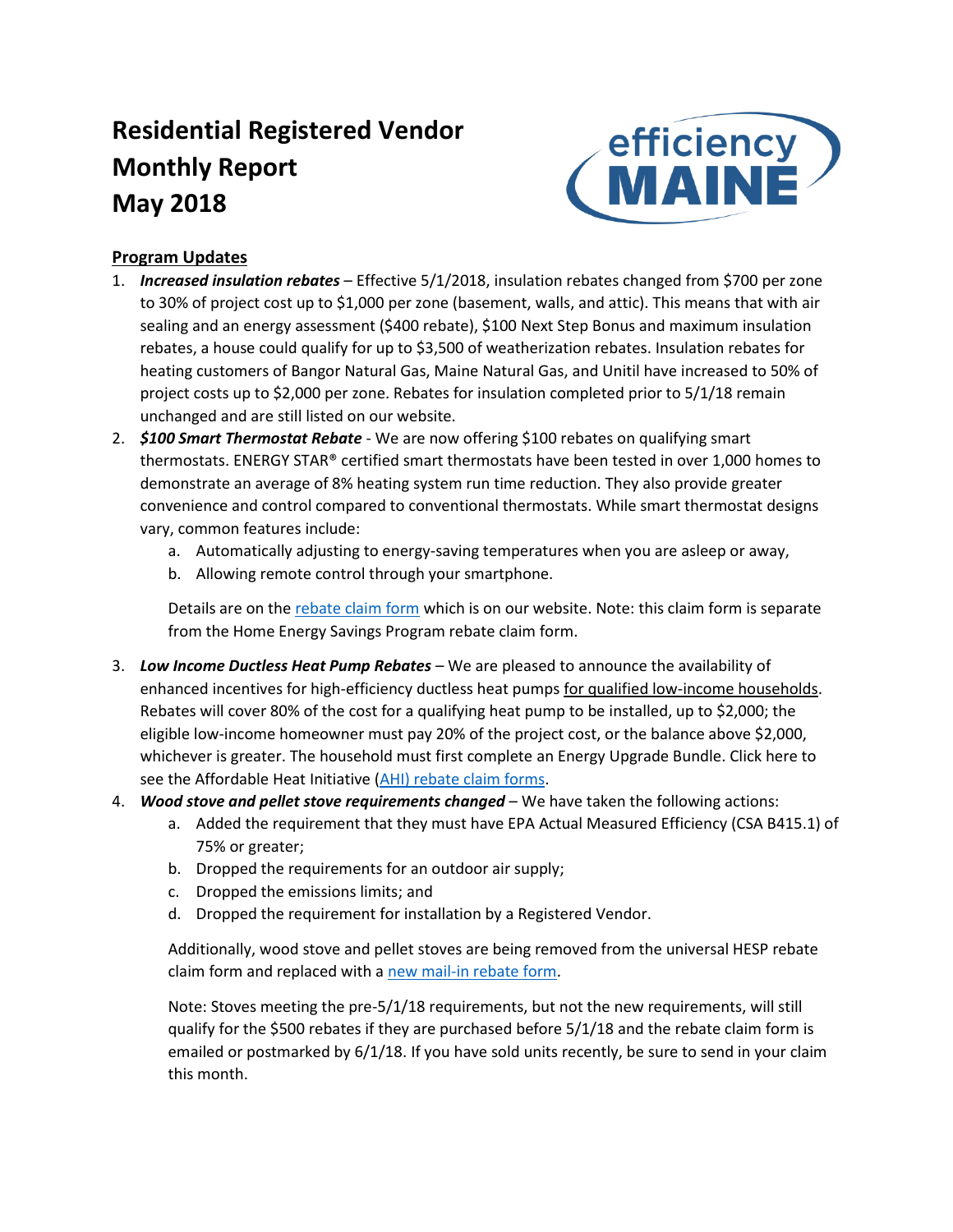# Residential Registered Vendor Monthly Report May 2018

efficiency MAINE

## Program Updates

1. ***Increased insulation rebates*** – Effective 5/1/2018, insulation rebates changed from $700 per zone to 30% of project cost up to $1,000 per zone (basement, walls, and attic). This means that with air sealing and an energy assessment ($400 rebate), $100 Next Step Bonus and maximum insulation rebates, a house could qualify for up to $3,500 of weatherization rebates. Insulation rebates for heating customers of Bangor Natural Gas, Maine Natural Gas, and Unitil have increased to 50% of project costs up to $2,000 per zone. Rebates for insulation completed prior to 5/1/18 remain unchanged and are still listed on our website.
2. ***$100 Smart Thermostat Rebate*** - We are now offering $100 rebates on qualifying smart thermostats. ENERGY STAR® certified smart thermostats have been tested in over 1,000 homes to demonstrate an average of 8% heating system run time reduction. They also provide greater convenience and control compared to conventional thermostats. While smart thermostat designs vary, common features include:
   a. Automatically adjusting to energy-saving temperatures when you are asleep or away,
   b. Allowing remote control through your smartphone.

   Details are on the rebate claim form which is on our website. Note: this claim form is separate from the Home Energy Savings Program rebate claim form.
3. ***Low Income Ductless Heat Pump Rebates*** – We are pleased to announce the availability of enhanced incentives for high-efficiency ductless heat pumps for qualified low-income households. Rebates will cover 80% of the cost for a qualifying heat pump to be installed, up to $2,000; the eligible low-income homeowner must pay 20% of the project cost, or the balance above $2,000, whichever is greater. The household must first complete an Energy Upgrade Bundle. Click here to see the Affordable Heat Initiative (AHI) rebate claim forms.
4. ***Wood stove and pellet stove requirements changed*** – We have taken the following actions:
   a. Added the requirement that they must have EPA Actual Measured Efficiency (CSA B415.1) of 75% or greater;
   b. Dropped the requirements for an outdoor air supply;
   c. Dropped the emissions limits; and
   d. Dropped the requirement for installation by a Registered Vendor.

   Additionally, wood stove and pellet stoves are being removed from the universal HESP rebate claim form and replaced with a new mail-in rebate form.

   Note: Stoves meeting the pre-5/1/18 requirements, but not the new requirements, will still qualify for the $500 rebates if they are purchased before 5/1/18 and the rebate claim form is emailed or postmarked by 6/1/18. If you have sold units recently, be sure to send in your claim this month.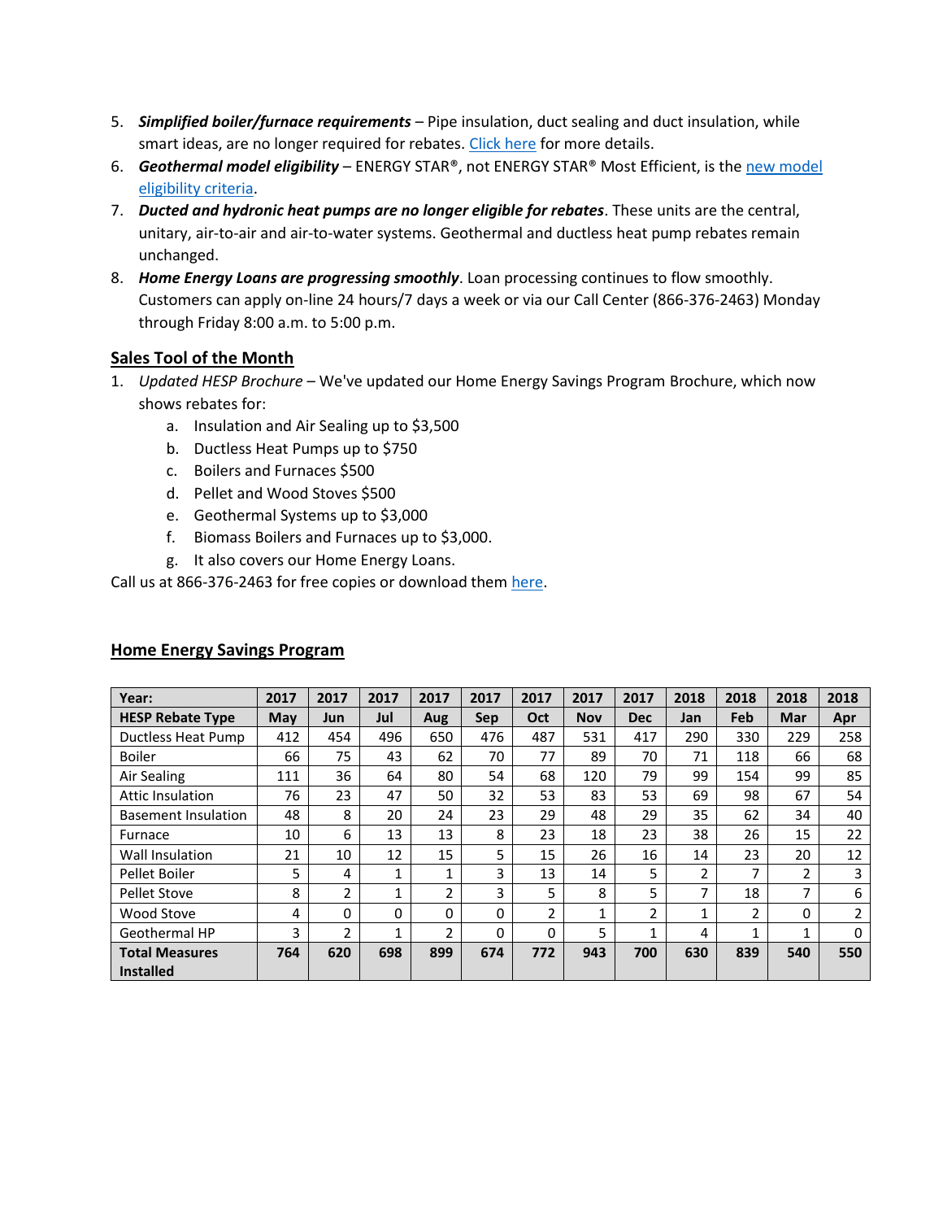5. ***Simplified boiler/furnace requirements*** – Pipe insulation, duct sealing and duct insulation, while smart ideas, are no longer required for rebates. [Click here]() for more details.
6. ***Geothermal model eligibility*** – ENERGY STAR®, not ENERGY STAR® Most Efficient, is the [new model eligibility criteria]().
7. ***Ducted and hydronic heat pumps are no longer eligible for rebates***. These units are the central, unitary, air-to-air and air-to-water systems. Geothermal and ductless heat pump rebates remain unchanged.
8. ***Home Energy Loans are progressing smoothly***. Loan processing continues to flow smoothly. Customers can apply on-line 24 hours/7 days a week or via our Call Center (866-376-2463) Monday through Friday 8:00 a.m. to 5:00 p.m.

## Sales Tool of the Month

1. *Updated HESP Brochure* – We've updated our Home Energy Savings Program Brochure, which now shows rebates for:
   a. Insulation and Air Sealing up to $3,500
   b. Ductless Heat Pumps up to $750
   c. Boilers and Furnaces $500
   d. Pellet and Wood Stoves $500
   e. Geothermal Systems up to $3,000
   f. Biomass Boilers and Furnaces up to $3,000.
   g. It also covers our Home Energy Loans.

Call us at 866-376-2463 for free copies or download them [here]().

## Home Energy Savings Program

| Year: | 2017 | 2017 | 2017 | 2017 | 2017 | 2017 | 2017 | 2017 | 2018 | 2018 | 2018 | 2018 |
|---|---|---|---|---|---|---|---|---|---|---|---|---|
| **HESP Rebate Type** | **May** | **Jun** | **Jul** | **Aug** | **Sep** | **Oct** | **Nov** | **Dec** | **Jan** | **Feb** | **Mar** | **Apr** |
| Ductless Heat Pump | 412 | 454 | 496 | 650 | 476 | 487 | 531 | 417 | 290 | 330 | 229 | 258 |
| Boiler | 66 | 75 | 43 | 62 | 70 | 77 | 89 | 70 | 71 | 118 | 66 | 68 |
| Air Sealing | 111 | 36 | 64 | 80 | 54 | 68 | 120 | 79 | 99 | 154 | 99 | 85 |
| Attic Insulation | 76 | 23 | 47 | 50 | 32 | 53 | 83 | 53 | 69 | 98 | 67 | 54 |
| Basement Insulation | 48 | 8 | 20 | 24 | 23 | 29 | 48 | 29 | 35 | 62 | 34 | 40 |
| Furnace | 10 | 6 | 13 | 13 | 8 | 23 | 18 | 23 | 38 | 26 | 15 | 22 |
| Wall Insulation | 21 | 10 | 12 | 15 | 5 | 15 | 26 | 16 | 14 | 23 | 20 | 12 |
| Pellet Boiler | 5 | 4 | 1 | 1 | 3 | 13 | 14 | 5 | 2 | 7 | 2 | 3 |
| Pellet Stove | 8 | 2 | 1 | 2 | 3 | 5 | 8 | 5 | 7 | 18 | 7 | 6 |
| Wood Stove | 4 | 0 | 0 | 0 | 0 | 2 | 1 | 2 | 1 | 2 | 0 | 2 |
| Geothermal HP | 3 | 2 | 1 | 2 | 0 | 0 | 5 | 1 | 4 | 1 | 1 | 0 |
| **Total Measures Installed** | **764** | **620** | **698** | **899** | **674** | **772** | **943** | **700** | **630** | **839** | **540** | **550** |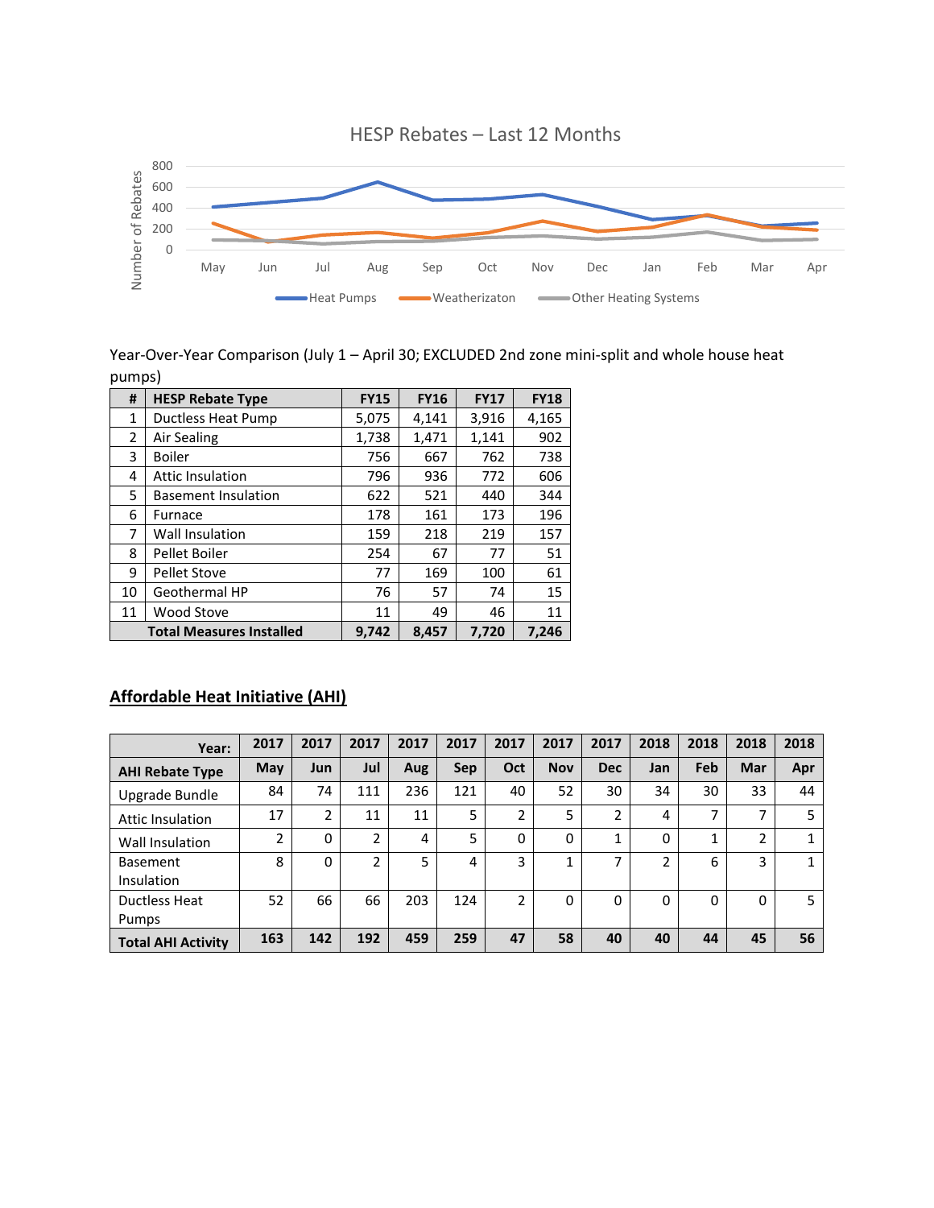HESP Rebates – Last 12 Months

Year-Over-Year Comparison (July 1 – April 30; EXCLUDED 2nd zone mini-split and whole house heat pumps)

| # | HESP Rebate Type | FY15 | FY16 | FY17 | FY18 |
|---|---|---|---|---|---|
| 1 | Ductless Heat Pump | 5,075 | 4,141 | 3,916 | 4,165 |
| 2 | Air Sealing | 1,738 | 1,471 | 1,141 | 902 |
| 3 | Boiler | 756 | 667 | 762 | 738 |
| 4 | Attic Insulation | 796 | 936 | 772 | 606 |
| 5 | Basement Insulation | 622 | 521 | 440 | 344 |
| 6 | Furnace | 178 | 161 | 173 | 196 |
| 7 | Wall Insulation | 159 | 218 | 219 | 157 |
| 8 | Pellet Boiler | 254 | 67 | 77 | 51 |
| 9 | Pellet Stove | 77 | 169 | 100 | 61 |
| 10 | Geothermal HP | 76 | 57 | 74 | 15 |
| 11 | Wood Stove | 11 | 49 | 46 | 11 |
| | **Total Measures Installed** | **9,742** | **8,457** | **7,720** | **7,246** |

## Affordable Heat Initiative (AHI)

| **Year:** | **2017** | **2017** | **2017** | **2017** | **2017** | **2017** | **2017** | **2017** | **2018** | **2018** | **2018** | **2018** |
|---|---|---|---|---|---|---|---|---|---|---|---|---|
| **AHI Rebate Type** | **May** | **Jun** | **Jul** | **Aug** | **Sep** | **Oct** | **Nov** | **Dec** | **Jan** | **Feb** | **Mar** | **Apr** |
| Upgrade Bundle | 84 | 74 | 111 | 236 | 121 | 40 | 52 | 30 | 34 | 30 | 33 | 44 |
| Attic Insulation | 17 | 2 | 11 | 11 | 5 | 2 | 5 | 2 | 4 | 7 | 7 | 5 |
| Wall Insulation | 2 | 0 | 2 | 4 | 5 | 0 | 0 | 1 | 0 | 1 | 2 | 1 |
| Basement Insulation | 8 | 0 | 2 | 5 | 4 | 3 | 1 | 7 | 2 | 6 | 3 | 1 |
| Ductless Heat Pumps | 52 | 66 | 66 | 203 | 124 | 2 | 0 | 0 | 0 | 0 | 0 | 5 |
| **Total AHI Activity** | **163** | **142** | **192** | **459** | **259** | **47** | **58** | **40** | **40** | **44** | **45** | **56** |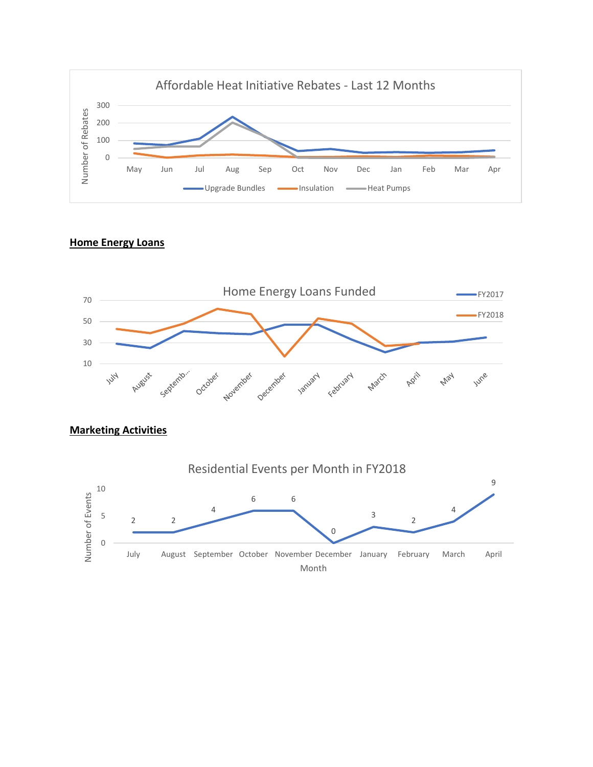**Home Energy Loans**

**Marketing Activities**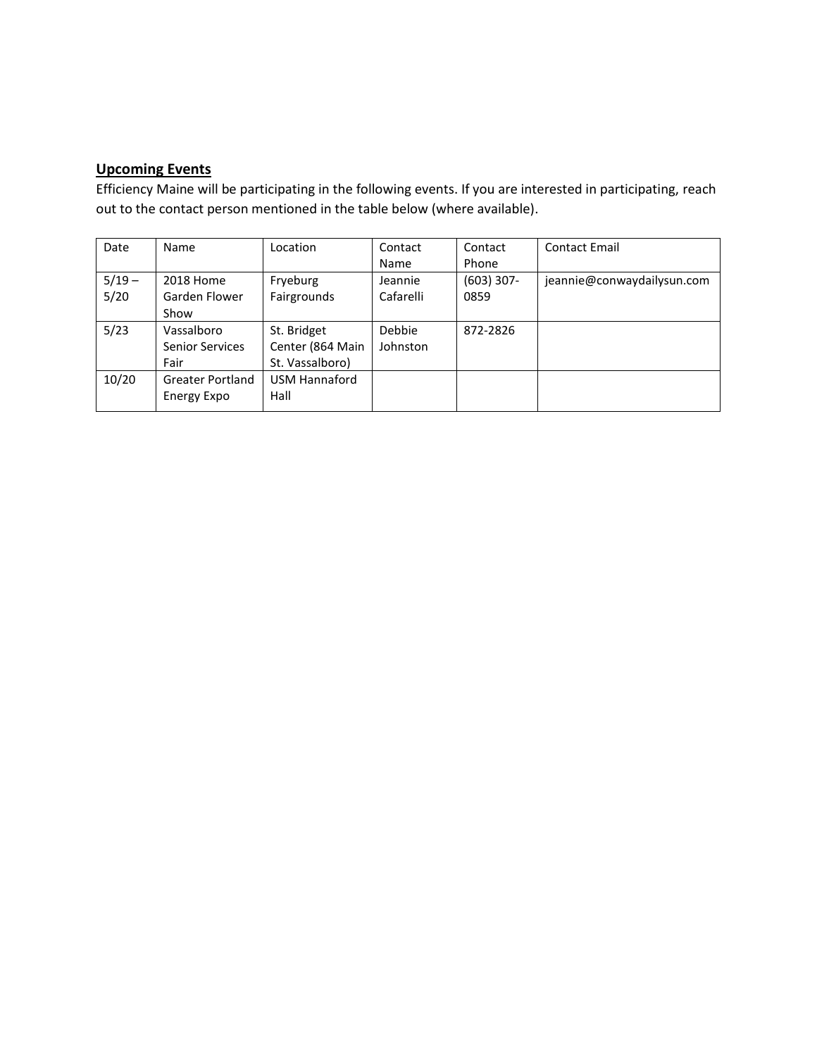## **Upcoming Events**

Efficiency Maine will be participating in the following events. If you are interested in participating, reach out to the contact person mentioned in the table below (where available).

| Date | Name | Location | Contact Name | Contact Phone | Contact Email |
|---|---|---|---|---|---|
| 5/19 – 5/20 | 2018 Home Garden Flower Show | Fryeburg Fairgrounds | Jeannie Cafarelli | (603) 307-0859 | jeannie@conwaydailysun.com |
| 5/23 | Vassalboro Senior Services Fair | St. Bridget Center (864 Main St. Vassalboro) | Debbie Johnston | 872-2826 | |
| 10/20 | Greater Portland Energy Expo | USM Hannaford Hall | | | |